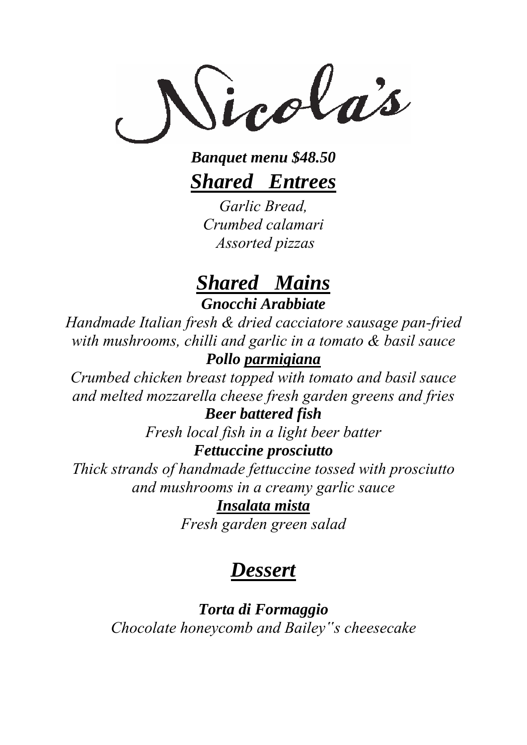# Nicola's

***Banquet menu $48.50***

## ***Shared Entrees***

*Garlic Bread,*
*Crumbed calamari*
*Assorted pizzas*

## ***Shared Mains***

***Gnocchi Arabbiate***

*Handmade Italian fresh & dried cacciatore sausage pan-fried with mushrooms, chilli and garlic in a tomato & basil sauce*

***Pollo parmigiana***

*Crumbed chicken breast topped with tomato and basil sauce and melted mozzarella cheese fresh garden greens and fries*

***Beer battered fish***

*Fresh local fish in a light beer batter*

***Fettuccine prosciutto***

*Thick strands of handmade fettuccine tossed with prosciutto and mushrooms in a creamy garlic sauce*

***Insalata mista***

*Fresh garden green salad*

## ***Dessert***

***Torta di Formaggio***

*Chocolate honeycomb and Bailey"s cheesecake*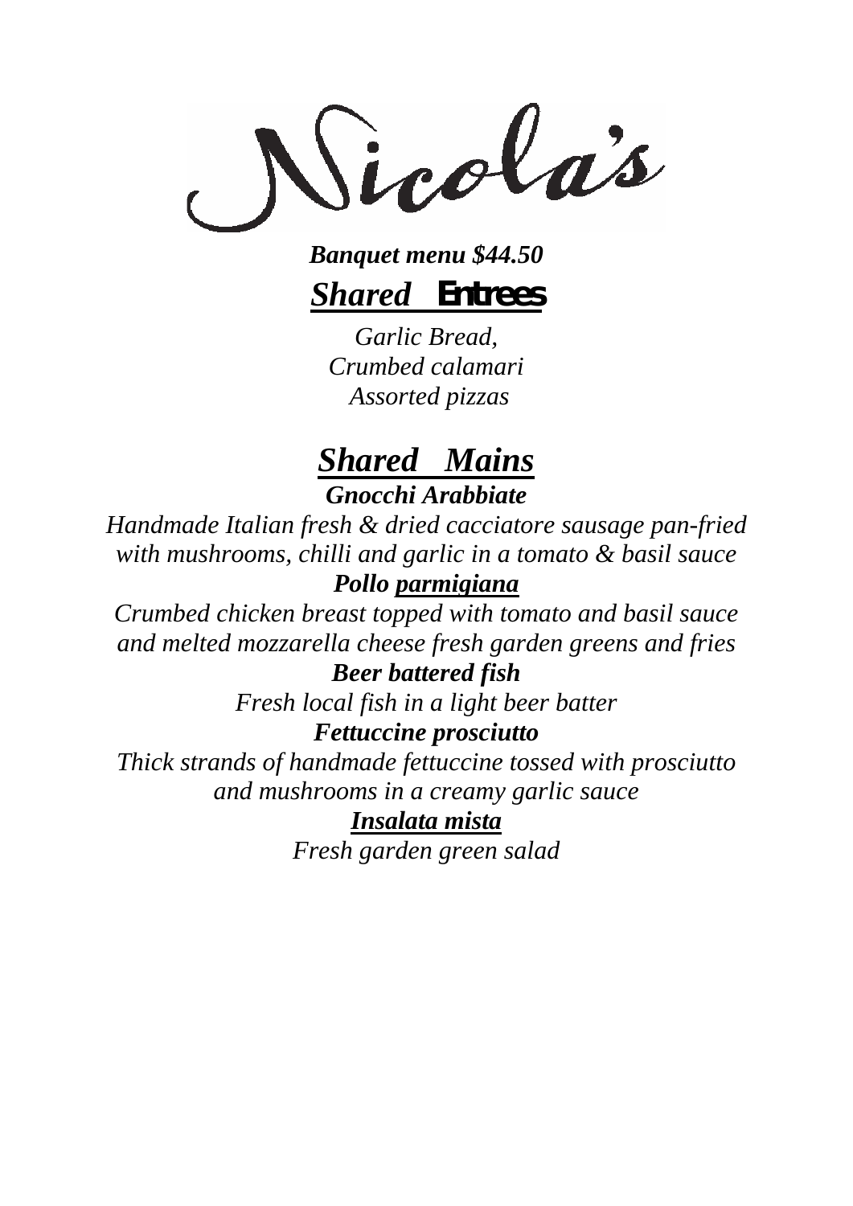# Nicola's

***Banquet menu $44.50***

## *Shared* **Entrees**

*Garlic Bread,*
*Crumbed calamari*
*Assorted pizzas*

## *Shared Mains*

***Gnocchi Arabbiate***

*Handmade Italian fresh & dried cacciatore sausage pan-fried with mushrooms, chilli and garlic in a tomato & basil sauce*

***Pollo parmigiana***

*Crumbed chicken breast topped with tomato and basil sauce and melted mozzarella cheese fresh garden greens and fries*

***Beer battered fish***

*Fresh local fish in a light beer batter*

***Fettuccine prosciutto***

*Thick strands of handmade fettuccine tossed with prosciutto and mushrooms in a creamy garlic sauce*

***Insalata mista***

*Fresh garden green salad*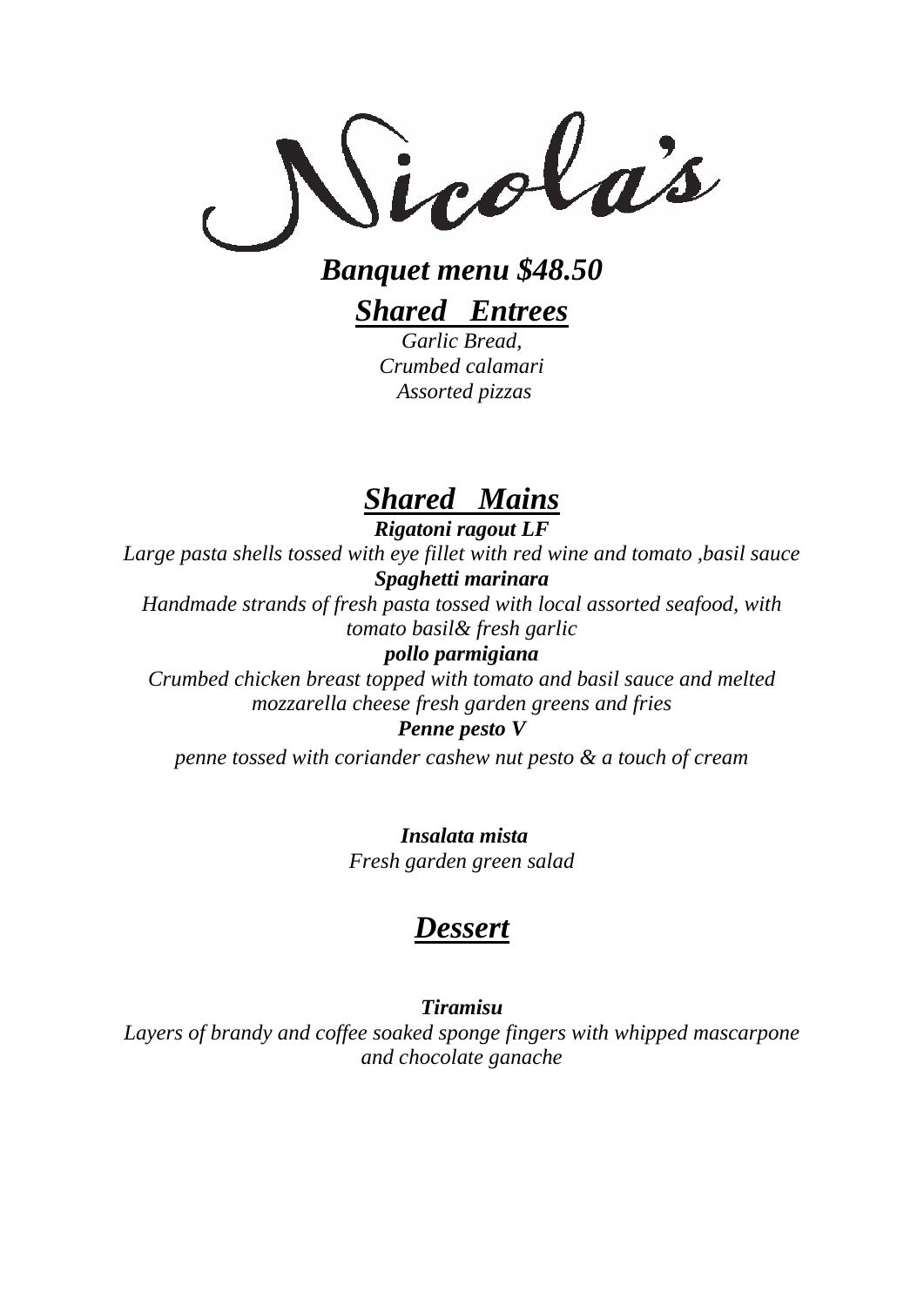# Nicola's

## *Banquet menu $48.50*

## ***Shared Entrees***

*Garlic Bread,*
*Crumbed calamari*
*Assorted pizzas*

## ***Shared Mains***

***Rigatoni ragout LF***
*Large pasta shells tossed with eye fillet with red wine and tomato ,basil sauce*

***Spaghetti marinara***
*Handmade strands of fresh pasta tossed with local assorted seafood, with tomato basil& fresh garlic*

***pollo parmigiana***
*Crumbed chicken breast topped with tomato and basil sauce and melted mozzarella cheese fresh garden greens and fries*

***Penne pesto V***
*penne tossed with coriander cashew nut pesto & a touch of cream*

***Insalata mista***
*Fresh garden green salad*

## ***Dessert***

***Tiramisu***
*Layers of brandy and coffee soaked sponge fingers with whipped mascarpone and chocolate ganache*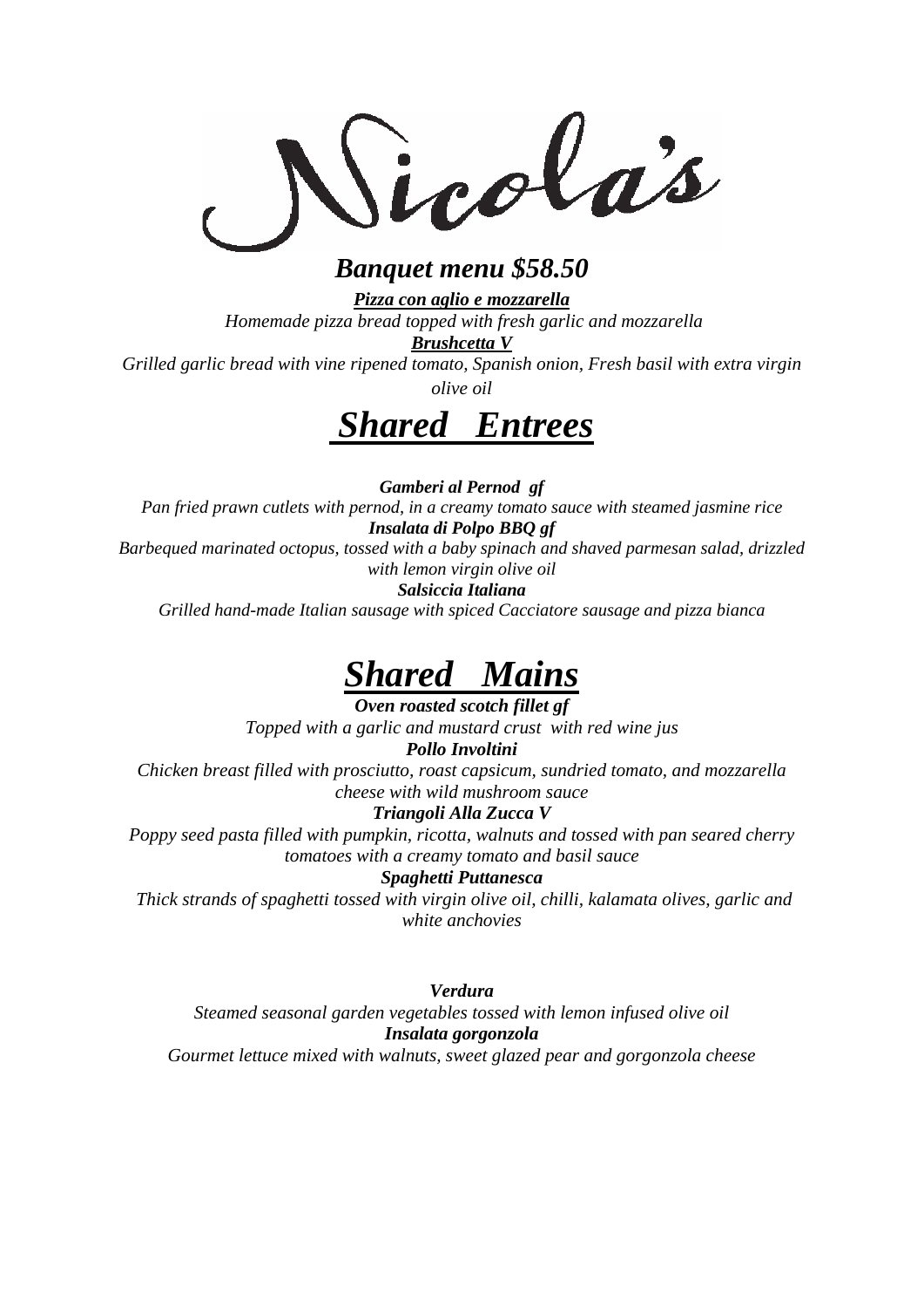# Nicola's

## *Banquet menu $58.50*

***Pizza con aglio e mozzarella***

*Homemade pizza bread topped with fresh garlic and mozzarella*

***Brushcetta V***

*Grilled garlic bread with vine ripened tomato, Spanish onion, Fresh basil with extra virgin olive oil*

# *Shared Entrees*

***Gamberi al Pernod gf***

*Pan fried prawn cutlets with pernod, in a creamy tomato sauce with steamed jasmine rice*

***Insalata di Polpo BBQ gf***

*Barbequed marinated octopus, tossed with a baby spinach and shaved parmesan salad, drizzled with lemon virgin olive oil*

***Salsiccia Italiana***

*Grilled hand-made Italian sausage with spiced Cacciatore sausage and pizza bianca*

# *Shared Mains*

***Oven roasted scotch fillet gf***

*Topped with a garlic and mustard crust with red wine jus*

***Pollo Involtini***

*Chicken breast filled with prosciutto, roast capsicum, sundried tomato, and mozzarella cheese with wild mushroom sauce*

***Triangoli Alla Zucca V***

*Poppy seed pasta filled with pumpkin, ricotta, walnuts and tossed with pan seared cherry tomatoes with a creamy tomato and basil sauce*

***Spaghetti Puttanesca***

*Thick strands of spaghetti tossed with virgin olive oil, chilli, kalamata olives, garlic and white anchovies*

***Verdura***

*Steamed seasonal garden vegetables tossed with lemon infused olive oil*

***Insalata gorgonzola***

*Gourmet lettuce mixed with walnuts, sweet glazed pear and gorgonzola cheese*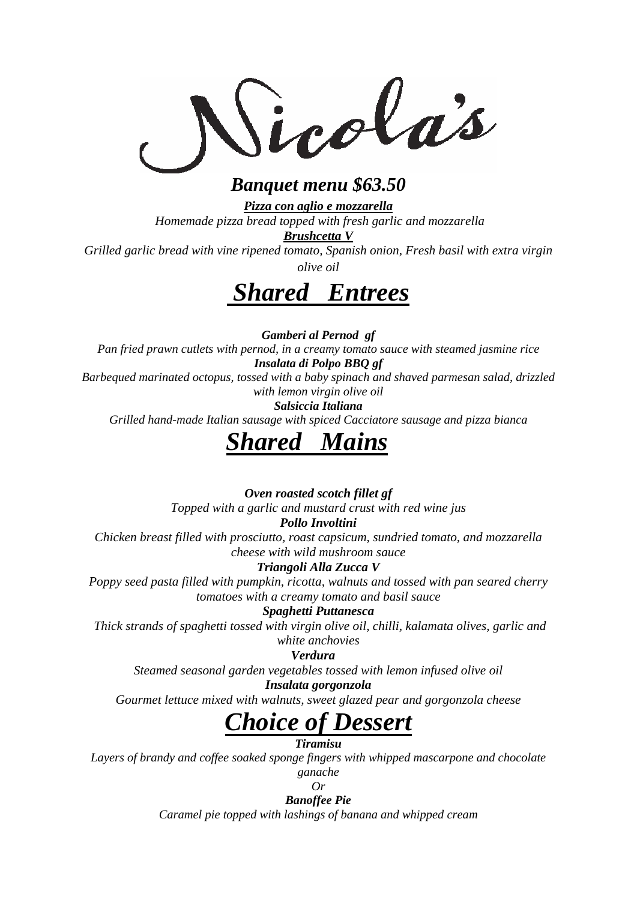# Nicola's

## *Banquet menu $63.50*

***Pizza con aglio e mozzarella***

*Homemade pizza bread topped with fresh garlic and mozzarella*

***Brushcetta V***

*Grilled garlic bread with vine ripened tomato, Spanish onion, Fresh basil with extra virgin olive oil*

## *Shared Entrees*

***Gamberi al Pernod gf***

*Pan fried prawn cutlets with pernod, in a creamy tomato sauce with steamed jasmine rice*

***Insalata di Polpo BBQ gf***

*Barbequed marinated octopus, tossed with a baby spinach and shaved parmesan salad, drizzled with lemon virgin olive oil*

***Salsiccia Italiana***

*Grilled hand-made Italian sausage with spiced Cacciatore sausage and pizza bianca*

## *Shared Mains*

***Oven roasted scotch fillet gf***

*Topped with a garlic and mustard crust with red wine jus*

***Pollo Involtini***

*Chicken breast filled with prosciutto, roast capsicum, sundried tomato, and mozzarella cheese with wild mushroom sauce*

***Triangoli Alla Zucca V***

*Poppy seed pasta filled with pumpkin, ricotta, walnuts and tossed with pan seared cherry tomatoes with a creamy tomato and basil sauce*

***Spaghetti Puttanesca***

*Thick strands of spaghetti tossed with virgin olive oil, chilli, kalamata olives, garlic and white anchovies*

***Verdura***

*Steamed seasonal garden vegetables tossed with lemon infused olive oil*

***Insalata gorgonzola***

*Gourmet lettuce mixed with walnuts, sweet glazed pear and gorgonzola cheese*

## *Choice of Dessert*

***Tiramisu***

*Layers of brandy and coffee soaked sponge fingers with whipped mascarpone and chocolate ganache*

*Or*

***Banoffee Pie***

*Caramel pie topped with lashings of banana and whipped cream*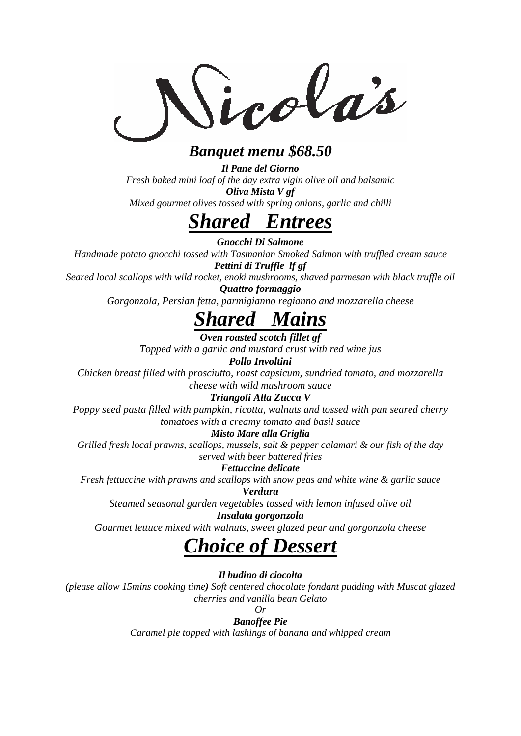# Nicola's

## *Banquet menu $68.50*

***Il Pane del Giorno***

*Fresh baked mini loaf of the day extra vigin olive oil and balsamic*

***Oliva Mista V gf***

*Mixed gourmet olives tossed with spring onions, garlic and chilli*

# ***Shared Entrees***

***Gnocchi Di Salmone***

*Handmade potato gnocchi tossed with Tasmanian Smoked Salmon with truffled cream sauce*

***Pettini di Truffle lf gf***

*Seared local scallops with wild rocket, enoki mushrooms, shaved parmesan with black truffle oil*

***Quattro formaggio***

*Gorgonzola, Persian fetta, parmigianno regianno and mozzarella cheese*

# ***Shared Mains***

***Oven roasted scotch fillet gf***

*Topped with a garlic and mustard crust with red wine jus*

***Pollo Involtini***

*Chicken breast filled with prosciutto, roast capsicum, sundried tomato, and mozzarella cheese with wild mushroom sauce*

***Triangoli Alla Zucca V***

*Poppy seed pasta filled with pumpkin, ricotta, walnuts and tossed with pan seared cherry tomatoes with a creamy tomato and basil sauce*

***Misto Mare alla Griglia***

*Grilled fresh local prawns, scallops, mussels, salt & pepper calamari & our fish of the day served with beer battered fries*

***Fettuccine delicate***

*Fresh fettuccine with prawns and scallops with snow peas and white wine & garlic sauce*

***Verdura***

*Steamed seasonal garden vegetables tossed with lemon infused olive oil*

***Insalata gorgonzola***

*Gourmet lettuce mixed with walnuts, sweet glazed pear and gorgonzola cheese*

# ***Choice of Dessert***

***Il budino di ciocolta***

*(please allow 15mins cooking time**)** Soft centered chocolate fondant pudding with Muscat glazed cherries and vanilla bean Gelato*

*Or*

***Banoffee Pie***

*Caramel pie topped with lashings of banana and whipped cream*